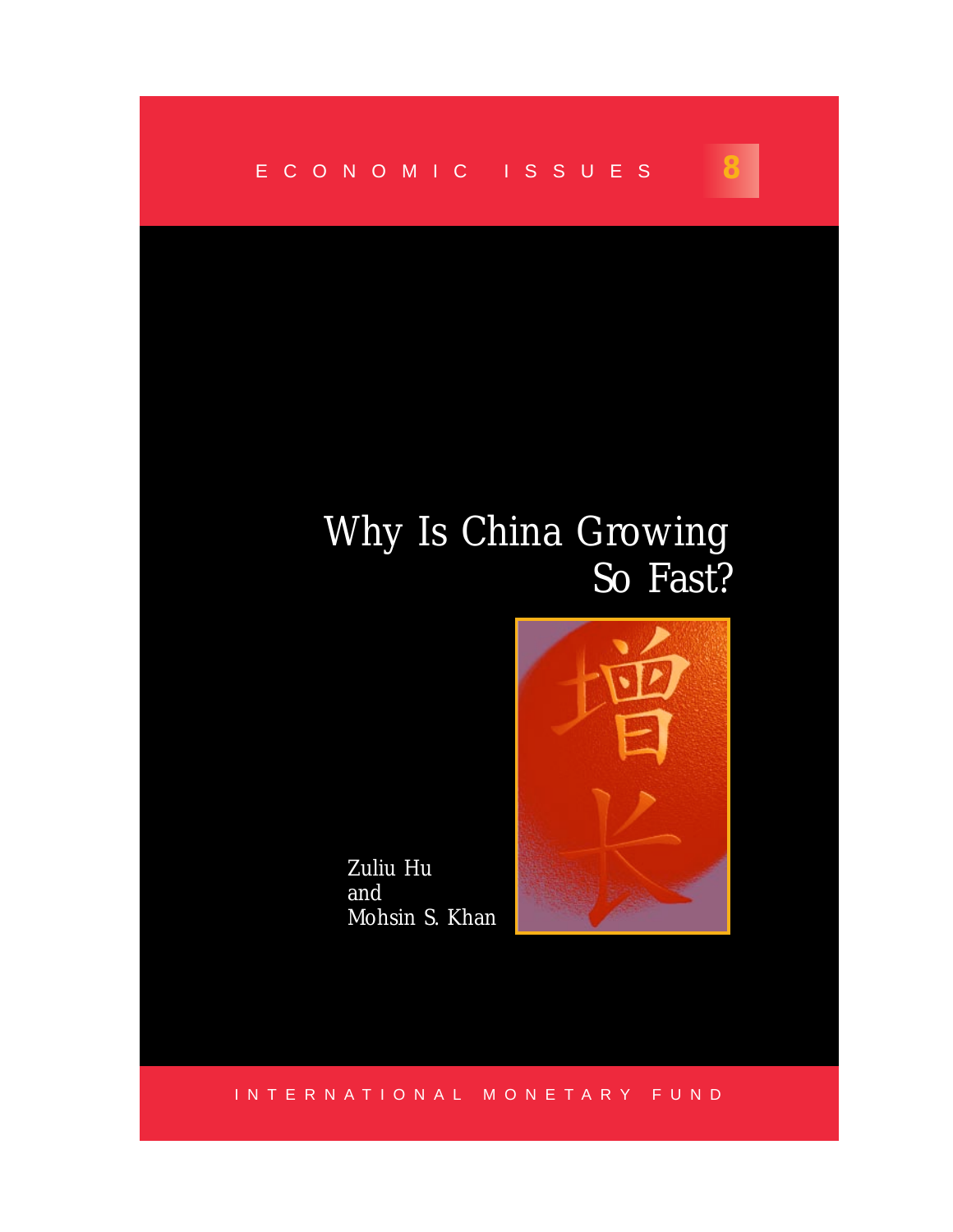ECONOMIC ISSUES 8

# Why Is China Growing So Fast?

增长

Zuliu Hu
and
Mohsin S. Khan

INTERNATIONAL MONETARY FUND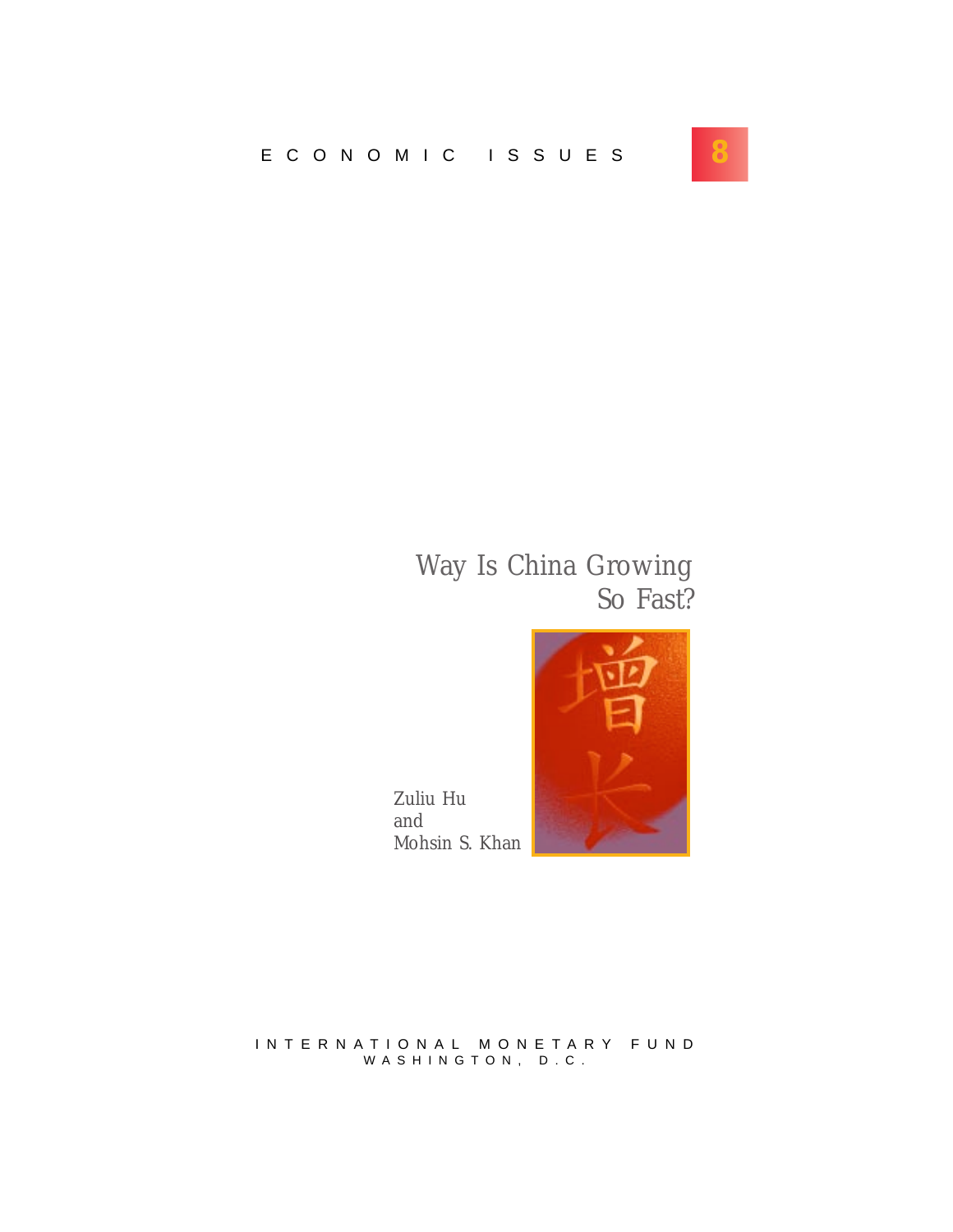ECONOMIC ISSUES 8

# Way Is China Growing So Fast?

Zuliu Hu
and
Mohsin S. Khan

INTERNATIONAL MONETARY FUND
WASHINGTON, D.C.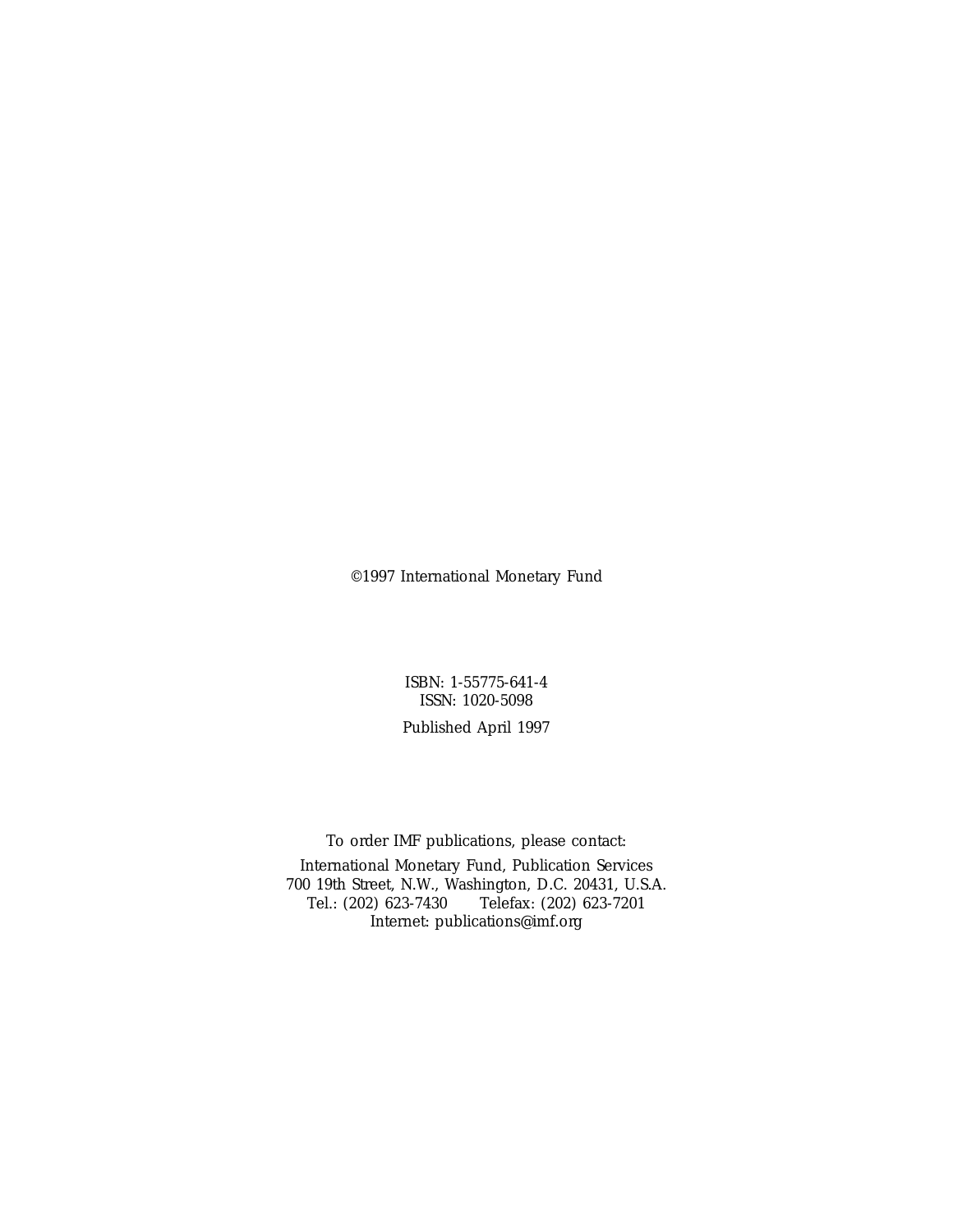©1997 International Monetary Fund

ISBN: 1-55775-641-4
ISSN: 1020-5098

Published April 1997

To order IMF publications, please contact:

International Monetary Fund, Publication Services
700 19th Street, N.W., Washington, D.C. 20431, U.S.A.
Tel.: (202) 623-7430    Telefax: (202) 623-7201
Internet: publications@imf.org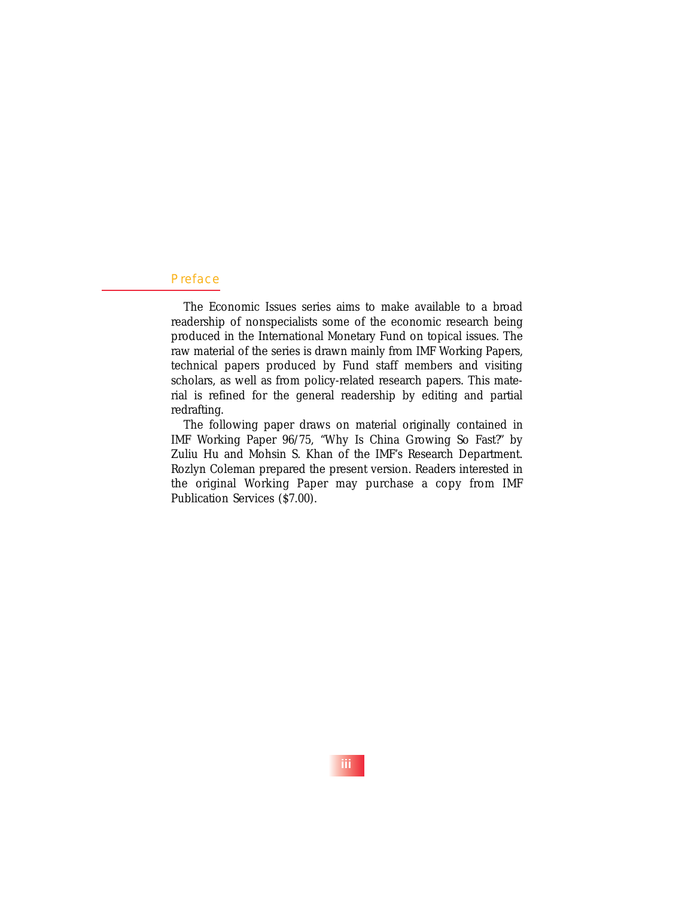## Preface

The Economic Issues series aims to make available to a broad readership of nonspecialists some of the economic research being produced in the International Monetary Fund on topical issues. The raw material of the series is drawn mainly from IMF Working Papers, technical papers produced by Fund staff members and visiting scholars, as well as from policy-related research papers. This material is refined for the general readership by editing and partial redrafting.

The following paper draws on material originally contained in IMF Working Paper 96/75, "Why Is China Growing So Fast?" by Zuliu Hu and Mohsin S. Khan of the IMF's Research Department. Rozlyn Coleman prepared the present version. Readers interested in the original Working Paper may purchase a copy from IMF Publication Services ($7.00).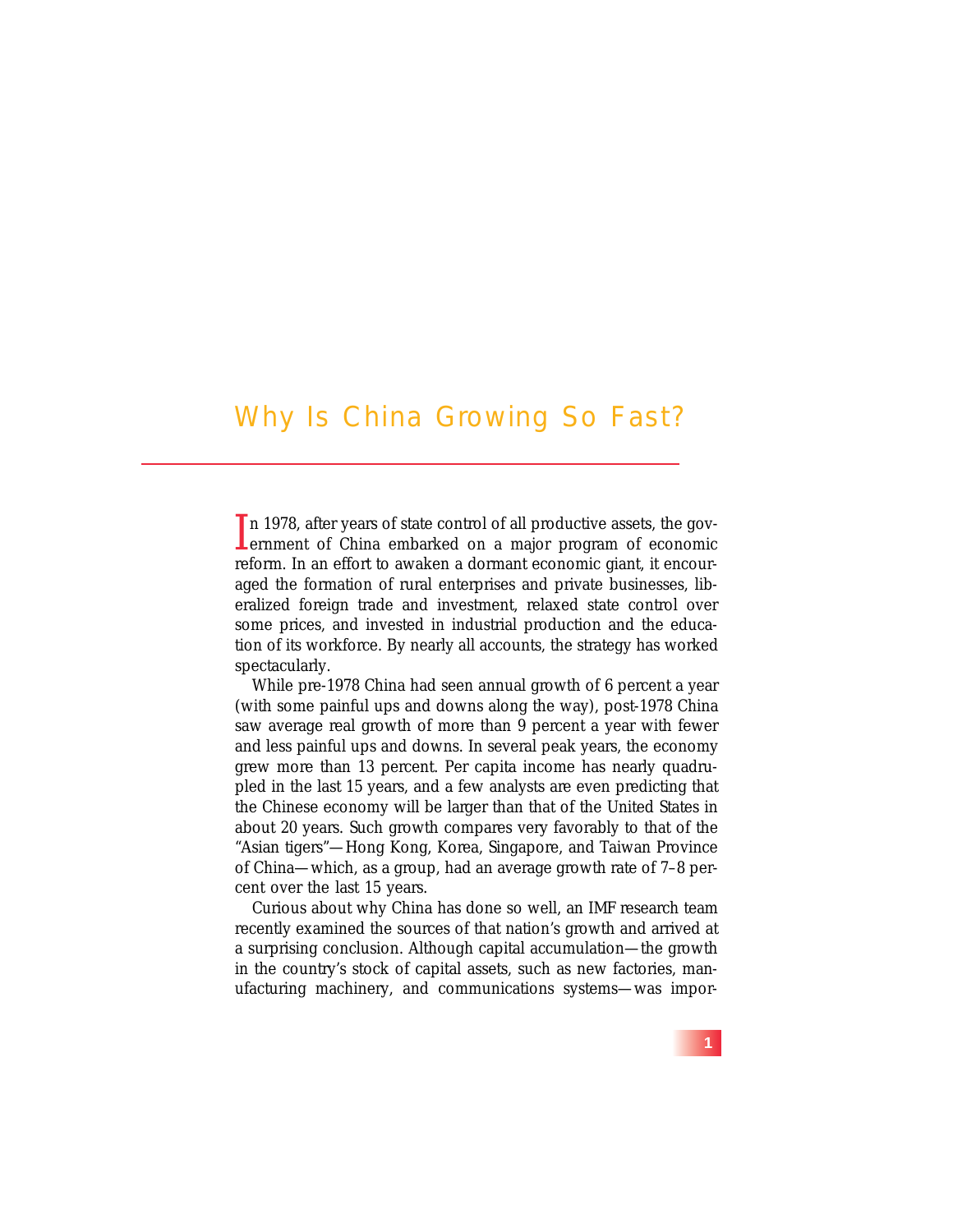# Why Is China Growing So Fast?

In 1978, after years of state control of all productive assets, the government of China embarked on a major program of economic reform. In an effort to awaken a dormant economic giant, it encouraged the formation of rural enterprises and private businesses, liberalized foreign trade and investment, relaxed state control over some prices, and invested in industrial production and the education of its workforce. By nearly all accounts, the strategy has worked spectacularly.

While pre-1978 China had seen annual growth of 6 percent a year (with some painful ups and downs along the way), post-1978 China saw average real growth of more than 9 percent a year with fewer and less painful ups and downs. In several peak years, the economy grew more than 13 percent. Per capita income has nearly quadrupled in the last 15 years, and a few analysts are even predicting that the Chinese economy will be larger than that of the United States in about 20 years. Such growth compares very favorably to that of the "Asian tigers"—Hong Kong, Korea, Singapore, and Taiwan Province of China—which, as a group, had an average growth rate of 7–8 percent over the last 15 years.

Curious about why China has done so well, an IMF research team recently examined the sources of that nation's growth and arrived at a surprising conclusion. Although capital accumulation—the growth in the country's stock of capital assets, such as new factories, manufacturing machinery, and communications systems—was impor-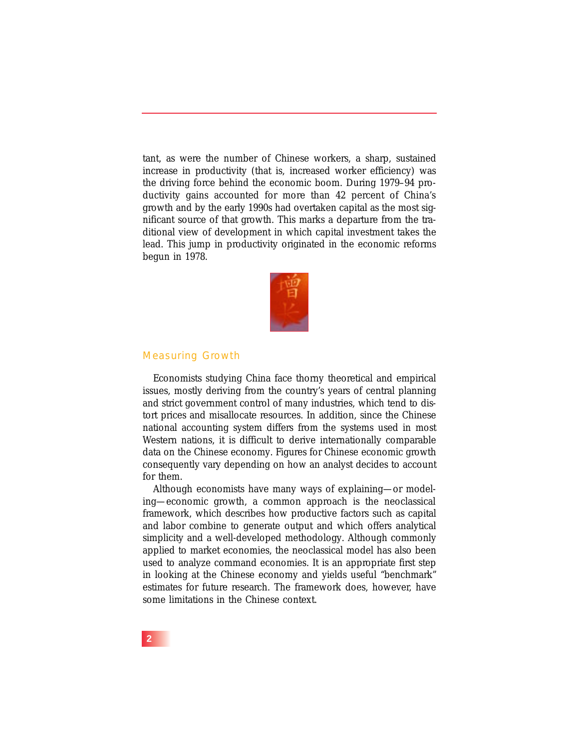tant, as were the number of Chinese workers, a sharp, sustained increase in productivity (that is, increased worker efficiency) was the driving force behind the economic boom. During 1979–94 productivity gains accounted for more than 42 percent of China's growth and by the early 1990s had overtaken capital as the most significant source of that growth. This marks a departure from the traditional view of development in which capital investment takes the lead. This jump in productivity originated in the economic reforms begun in 1978.

## Measuring Growth

Economists studying China face thorny theoretical and empirical issues, mostly deriving from the country's years of central planning and strict government control of many industries, which tend to distort prices and misallocate resources. In addition, since the Chinese national accounting system differs from the systems used in most Western nations, it is difficult to derive internationally comparable data on the Chinese economy. Figures for Chinese economic growth consequently vary depending on how an analyst decides to account for them.

Although economists have many ways of explaining—or modeling—economic growth, a common approach is the neoclassical framework, which describes how productive factors such as capital and labor combine to generate output and which offers analytical simplicity and a well-developed methodology. Although commonly applied to market economies, the neoclassical model has also been used to analyze command economies. It is an appropriate first step in looking at the Chinese economy and yields useful "benchmark" estimates for future research. The framework does, however, have some limitations in the Chinese context.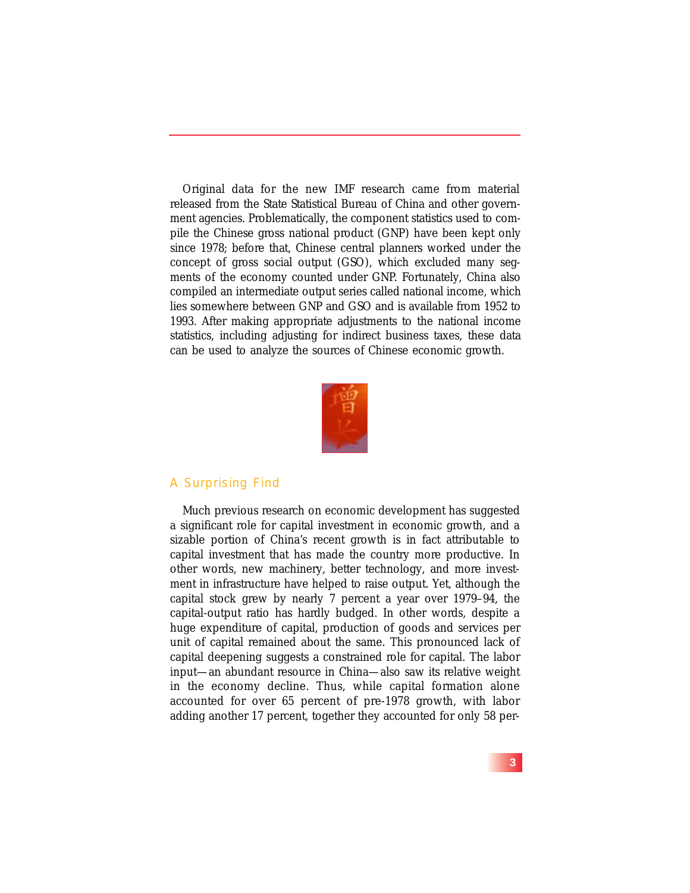Original data for the new IMF research came from material released from the State Statistical Bureau of China and other government agencies. Problematically, the component statistics used to compile the Chinese gross national product (GNP) have been kept only since 1978; before that, Chinese central planners worked under the concept of gross social output (GSO), which excluded many segments of the economy counted under GNP. Fortunately, China also compiled an intermediate output series called national income, which lies somewhere between GNP and GSO and is available from 1952 to 1993. After making appropriate adjustments to the national income statistics, including adjusting for indirect business taxes, these data can be used to analyze the sources of Chinese economic growth.

## A Surprising Find

Much previous research on economic development has suggested a significant role for capital investment in economic growth, and a sizable portion of China's recent growth is in fact attributable to capital investment that has made the country more productive. In other words, new machinery, better technology, and more investment in infrastructure have helped to raise output. Yet, although the capital stock grew by nearly 7 percent a year over 1979–94, the capital-output ratio has hardly budged. In other words, despite a huge expenditure of capital, production of goods and services per unit of capital remained about the same. This pronounced lack of capital deepening suggests a constrained role for capital. The labor input—an abundant resource in China—also saw its relative weight in the economy decline. Thus, while capital formation alone accounted for over 65 percent of pre-1978 growth, with labor adding another 17 percent, together they accounted for only 58 per-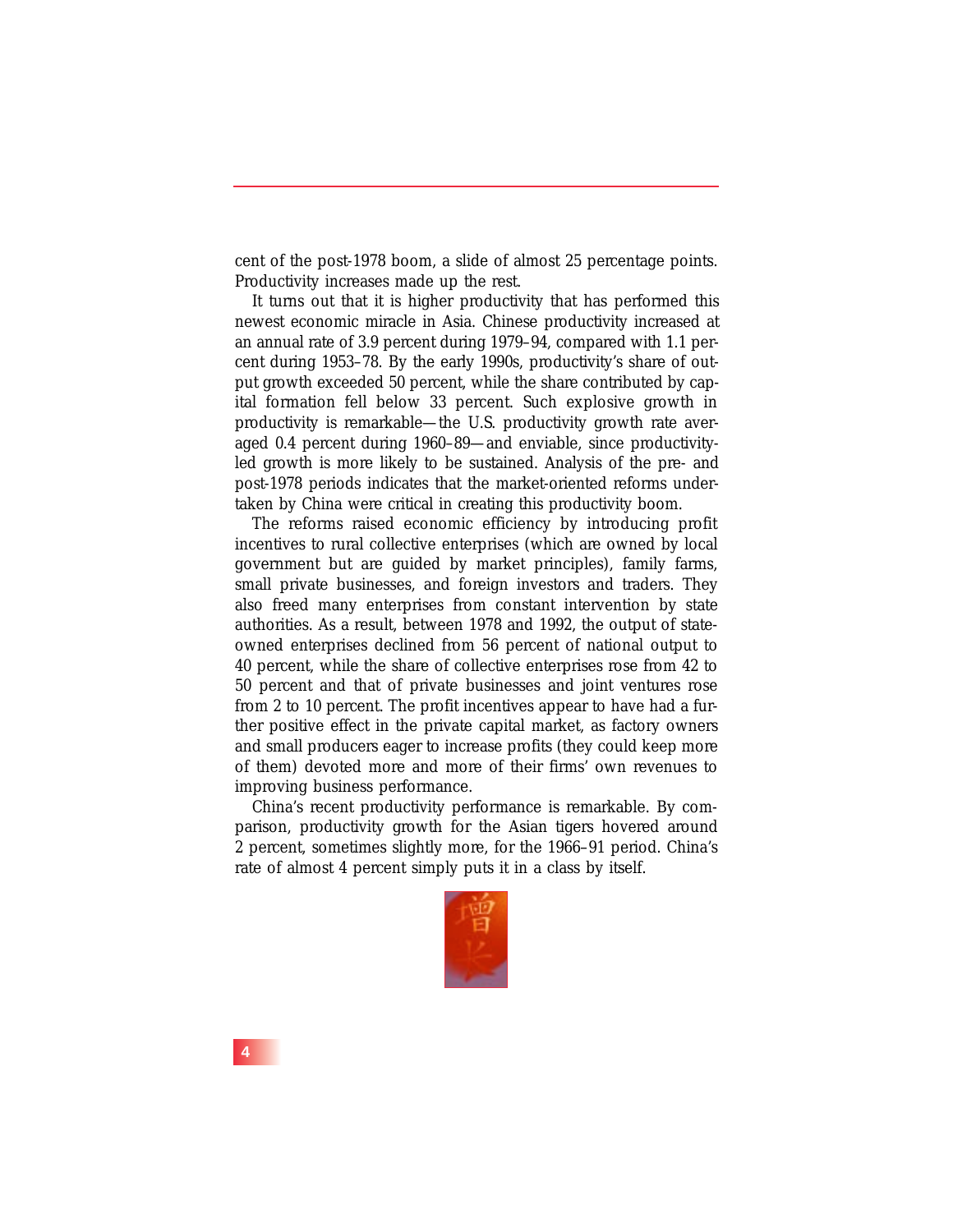cent of the post-1978 boom, a slide of almost 25 percentage points. Productivity increases made up the rest.

It turns out that it is higher productivity that has performed this newest economic miracle in Asia. Chinese productivity increased at an annual rate of 3.9 percent during 1979–94, compared with 1.1 percent during 1953–78. By the early 1990s, productivity's share of output growth exceeded 50 percent, while the share contributed by capital formation fell below 33 percent. Such explosive growth in productivity is remarkable—the U.S. productivity growth rate averaged 0.4 percent during 1960–89—and enviable, since productivity-led growth is more likely to be sustained. Analysis of the pre- and post-1978 periods indicates that the market-oriented reforms undertaken by China were critical in creating this productivity boom.

The reforms raised economic efficiency by introducing profit incentives to rural collective enterprises (which are owned by local government but are guided by market principles), family farms, small private businesses, and foreign investors and traders. They also freed many enterprises from constant intervention by state authorities. As a result, between 1978 and 1992, the output of state-owned enterprises declined from 56 percent of national output to 40 percent, while the share of collective enterprises rose from 42 to 50 percent and that of private businesses and joint ventures rose from 2 to 10 percent. The profit incentives appear to have had a further positive effect in the private capital market, as factory owners and small producers eager to increase profits (they could keep more of them) devoted more and more of their firms' own revenues to improving business performance.

China's recent productivity performance is remarkable. By comparison, productivity growth for the Asian tigers hovered around 2 percent, sometimes slightly more, for the 1966–91 period. China's rate of almost 4 percent simply puts it in a class by itself.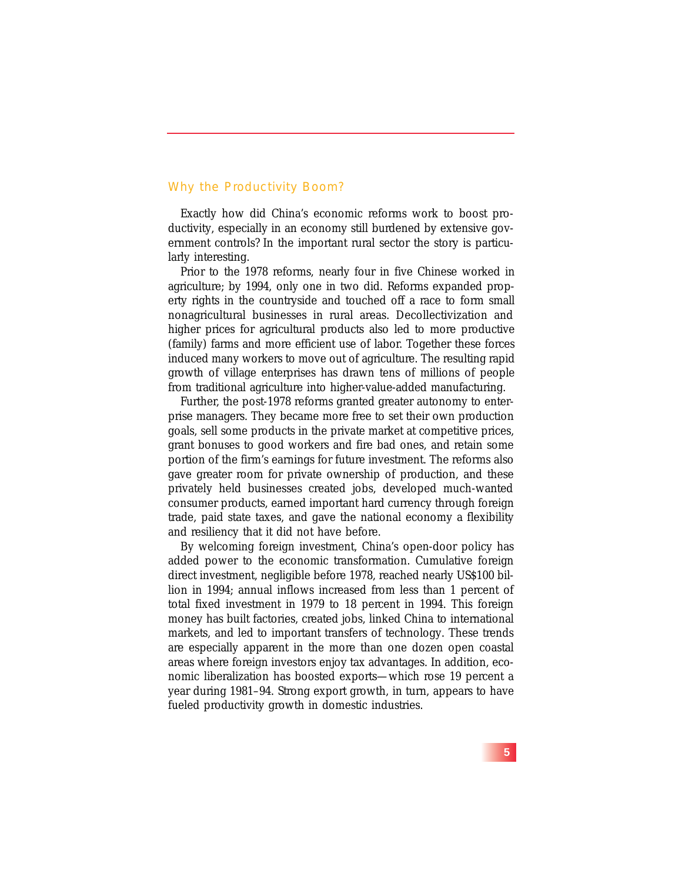## Why the Productivity Boom?

Exactly how did China's economic reforms work to boost productivity, especially in an economy still burdened by extensive government controls? In the important rural sector the story is particularly interesting.

Prior to the 1978 reforms, nearly four in five Chinese worked in agriculture; by 1994, only one in two did. Reforms expanded property rights in the countryside and touched off a race to form small nonagricultural businesses in rural areas. Decollectivization and higher prices for agricultural products also led to more productive (family) farms and more efficient use of labor. Together these forces induced many workers to move out of agriculture. The resulting rapid growth of village enterprises has drawn tens of millions of people from traditional agriculture into higher-value-added manufacturing.

Further, the post-1978 reforms granted greater autonomy to enterprise managers. They became more free to set their own production goals, sell some products in the private market at competitive prices, grant bonuses to good workers and fire bad ones, and retain some portion of the firm's earnings for future investment. The reforms also gave greater room for private ownership of production, and these privately held businesses created jobs, developed much-wanted consumer products, earned important hard currency through foreign trade, paid state taxes, and gave the national economy a flexibility and resiliency that it did not have before.

By welcoming foreign investment, China's open-door policy has added power to the economic transformation. Cumulative foreign direct investment, negligible before 1978, reached nearly US$100 billion in 1994; annual inflows increased from less than 1 percent of total fixed investment in 1979 to 18 percent in 1994. This foreign money has built factories, created jobs, linked China to international markets, and led to important transfers of technology. These trends are especially apparent in the more than one dozen open coastal areas where foreign investors enjoy tax advantages. In addition, economic liberalization has boosted exports—which rose 19 percent a year during 1981–94. Strong export growth, in turn, appears to have fueled productivity growth in domestic industries.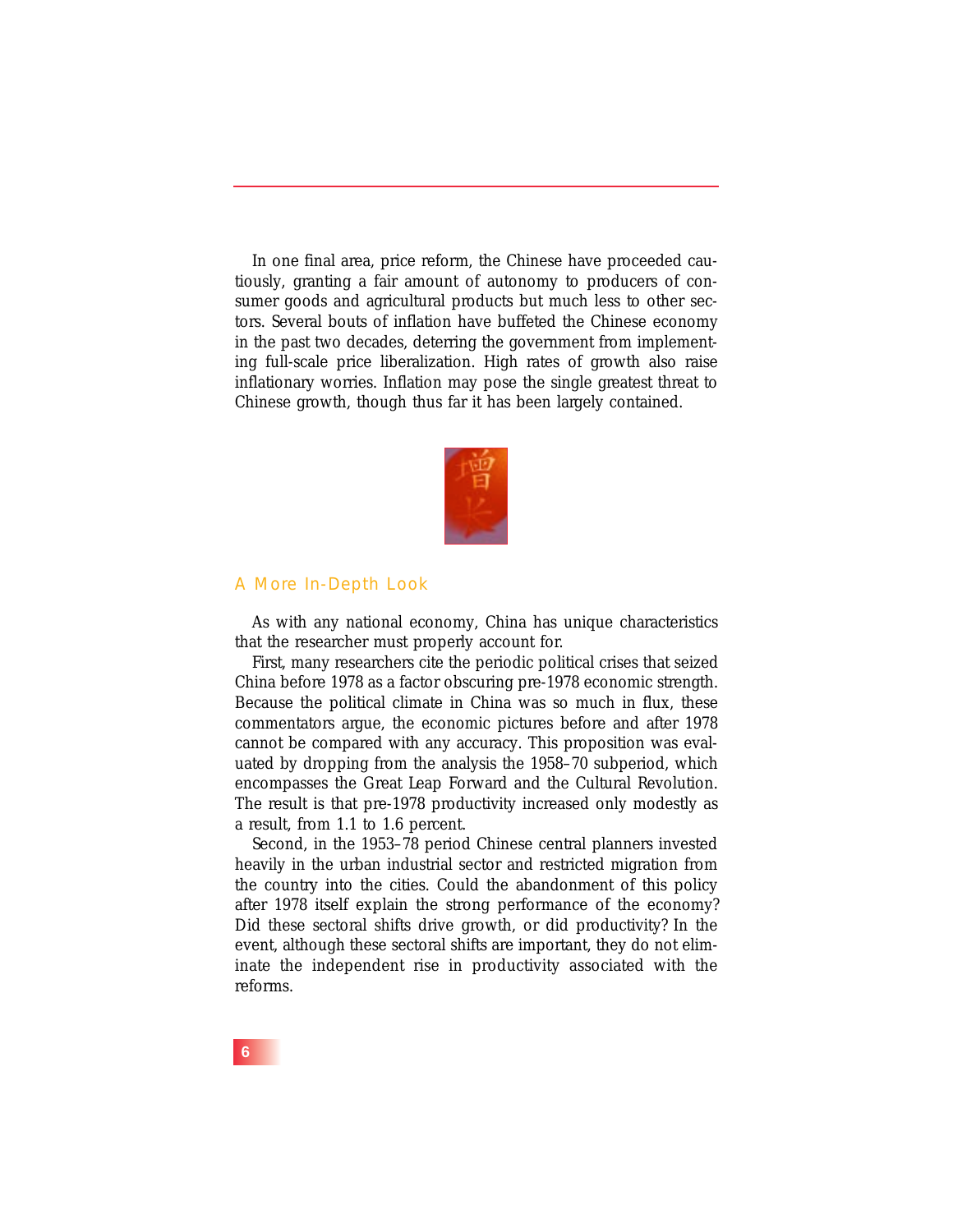In one final area, price reform, the Chinese have proceeded cautiously, granting a fair amount of autonomy to producers of consumer goods and agricultural products but much less to other sectors. Several bouts of inflation have buffeted the Chinese economy in the past two decades, deterring the government from implementing full-scale price liberalization. High rates of growth also raise inflationary worries. Inflation may pose the single greatest threat to Chinese growth, though thus far it has been largely contained.

## A More In-Depth Look

As with any national economy, China has unique characteristics that the researcher must properly account for.

First, many researchers cite the periodic political crises that seized China before 1978 as a factor obscuring pre-1978 economic strength. Because the political climate in China was so much in flux, these commentators argue, the economic pictures before and after 1978 cannot be compared with any accuracy. This proposition was evaluated by dropping from the analysis the 1958–70 subperiod, which encompasses the Great Leap Forward and the Cultural Revolution. The result is that pre-1978 productivity increased only modestly as a result, from 1.1 to 1.6 percent.

Second, in the 1953–78 period Chinese central planners invested heavily in the urban industrial sector and restricted migration from the country into the cities. Could the abandonment of this policy after 1978 itself explain the strong performance of the economy? Did these sectoral shifts drive growth, or did productivity? In the event, although these sectoral shifts are important, they do not eliminate the independent rise in productivity associated with the reforms.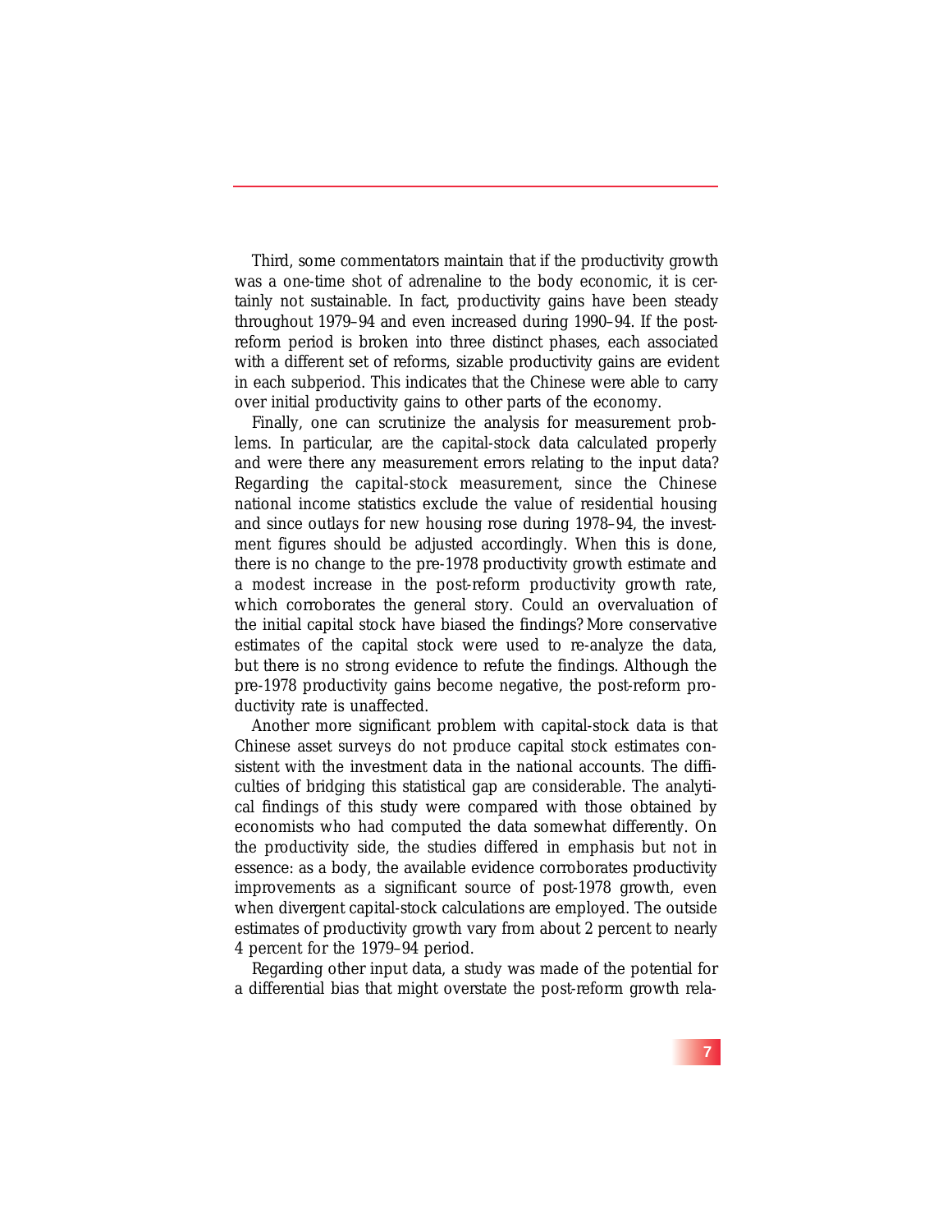Third, some commentators maintain that if the productivity growth was a one-time shot of adrenaline to the body economic, it is certainly not sustainable. In fact, productivity gains have been steady throughout 1979–94 and even increased during 1990–94. If the post-reform period is broken into three distinct phases, each associated with a different set of reforms, sizable productivity gains are evident in each subperiod. This indicates that the Chinese were able to carry over initial productivity gains to other parts of the economy.

Finally, one can scrutinize the analysis for measurement problems. In particular, are the capital-stock data calculated properly and were there any measurement errors relating to the input data? Regarding the capital-stock measurement, since the Chinese national income statistics exclude the value of residential housing and since outlays for new housing rose during 1978–94, the investment figures should be adjusted accordingly. When this is done, there is no change to the pre-1978 productivity growth estimate and a modest increase in the post-reform productivity growth rate, which corroborates the general story. Could an overvaluation of the initial capital stock have biased the findings? More conservative estimates of the capital stock were used to re-analyze the data, but there is no strong evidence to refute the findings. Although the pre-1978 productivity gains become negative, the post-reform productivity rate is unaffected.

Another more significant problem with capital-stock data is that Chinese asset surveys do not produce capital stock estimates consistent with the investment data in the national accounts. The difficulties of bridging this statistical gap are considerable. The analytical findings of this study were compared with those obtained by economists who had computed the data somewhat differently. On the productivity side, the studies differed in emphasis but not in essence: as a body, the available evidence corroborates productivity improvements as a significant source of post-1978 growth, even when divergent capital-stock calculations are employed. The outside estimates of productivity growth vary from about 2 percent to nearly 4 percent for the 1979–94 period.

Regarding other input data, a study was made of the potential for a differential bias that might overstate the post-reform growth rela-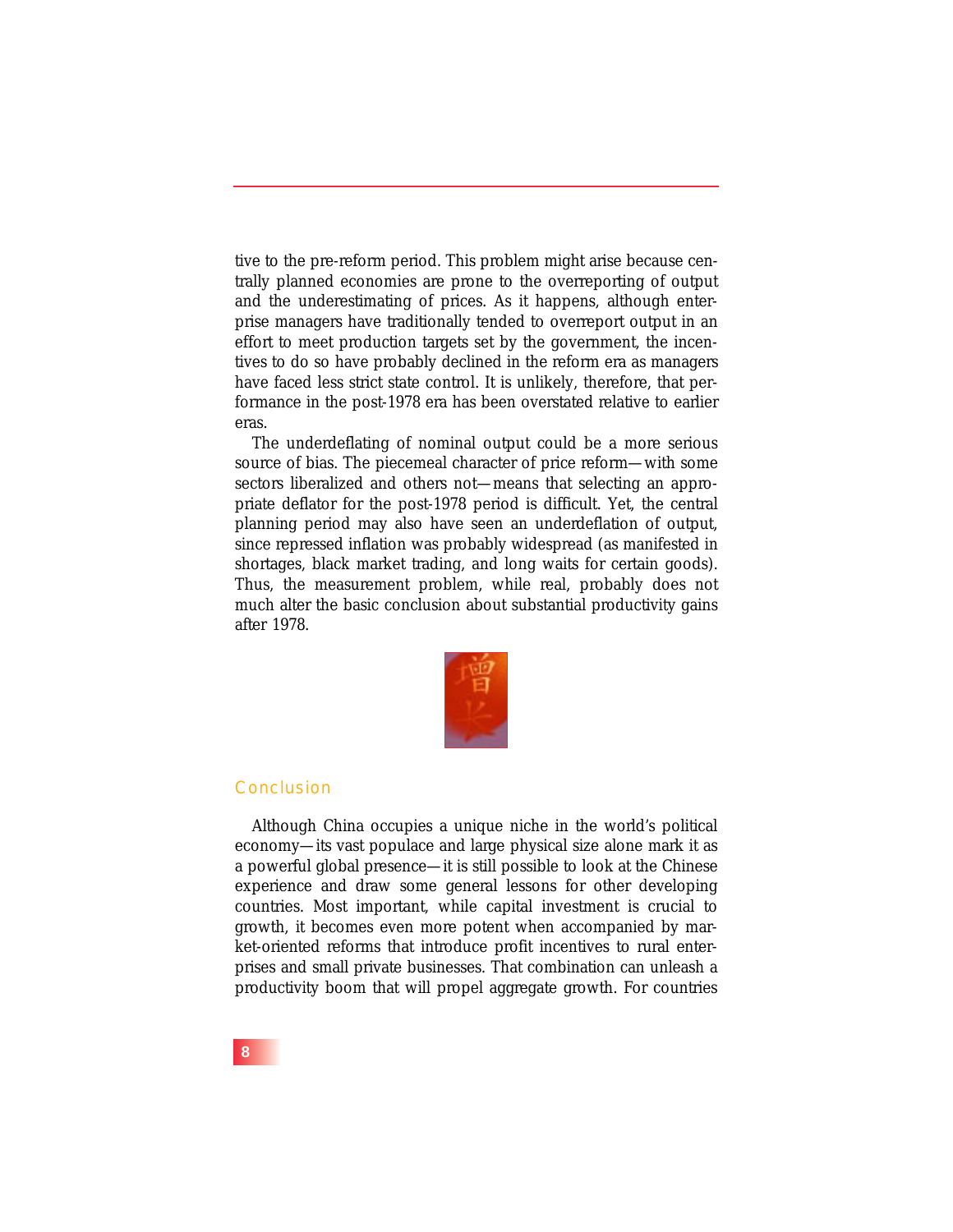tive to the pre-reform period. This problem might arise because centrally planned economies are prone to the overreporting of output and the underestimating of prices. As it happens, although enterprise managers have traditionally tended to overreport output in an effort to meet production targets set by the government, the incentives to do so have probably declined in the reform era as managers have faced less strict state control. It is unlikely, therefore, that performance in the post-1978 era has been overstated relative to earlier eras.

The underdeflating of nominal output could be a more serious source of bias. The piecemeal character of price reform—with some sectors liberalized and others not—means that selecting an appropriate deflator for the post-1978 period is difficult. Yet, the central planning period may also have seen an underdeflation of output, since repressed inflation was probably widespread (as manifested in shortages, black market trading, and long waits for certain goods). Thus, the measurement problem, while real, probably does not much alter the basic conclusion about substantial productivity gains after 1978.

## Conclusion

Although China occupies a unique niche in the world's political economy—its vast populace and large physical size alone mark it as a powerful global presence—it is still possible to look at the Chinese experience and draw some general lessons for other developing countries. Most important, while capital investment is crucial to growth, it becomes even more potent when accompanied by market-oriented reforms that introduce profit incentives to rural enterprises and small private businesses. That combination can unleash a productivity boom that will propel aggregate growth. For countries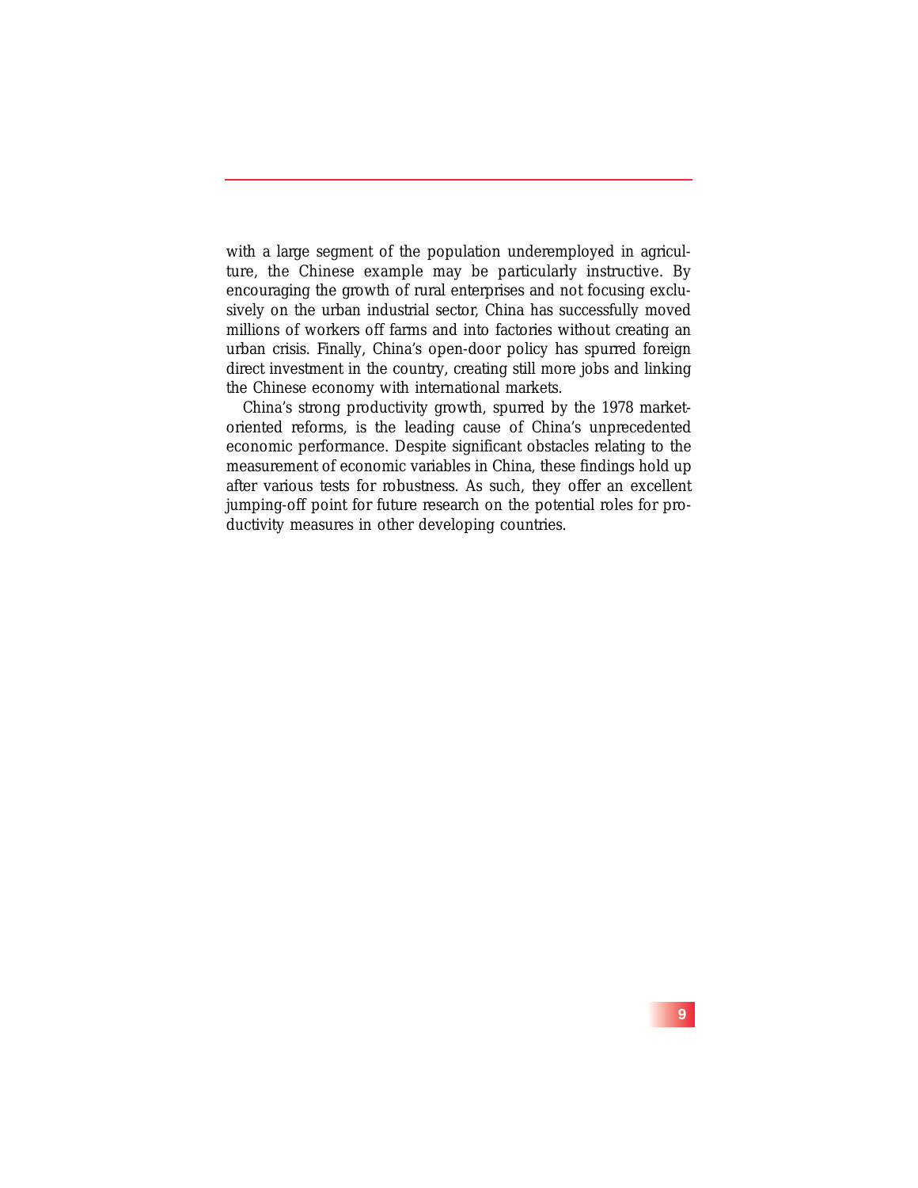with a large segment of the population underemployed in agriculture, the Chinese example may be particularly instructive. By encouraging the growth of rural enterprises and not focusing exclusively on the urban industrial sector, China has successfully moved millions of workers off farms and into factories without creating an urban crisis. Finally, China's open-door policy has spurred foreign direct investment in the country, creating still more jobs and linking the Chinese economy with international markets.

China's strong productivity growth, spurred by the 1978 market-oriented reforms, is the leading cause of China's unprecedented economic performance. Despite significant obstacles relating to the measurement of economic variables in China, these findings hold up after various tests for robustness. As such, they offer an excellent jumping-off point for future research on the potential roles for productivity measures in other developing countries.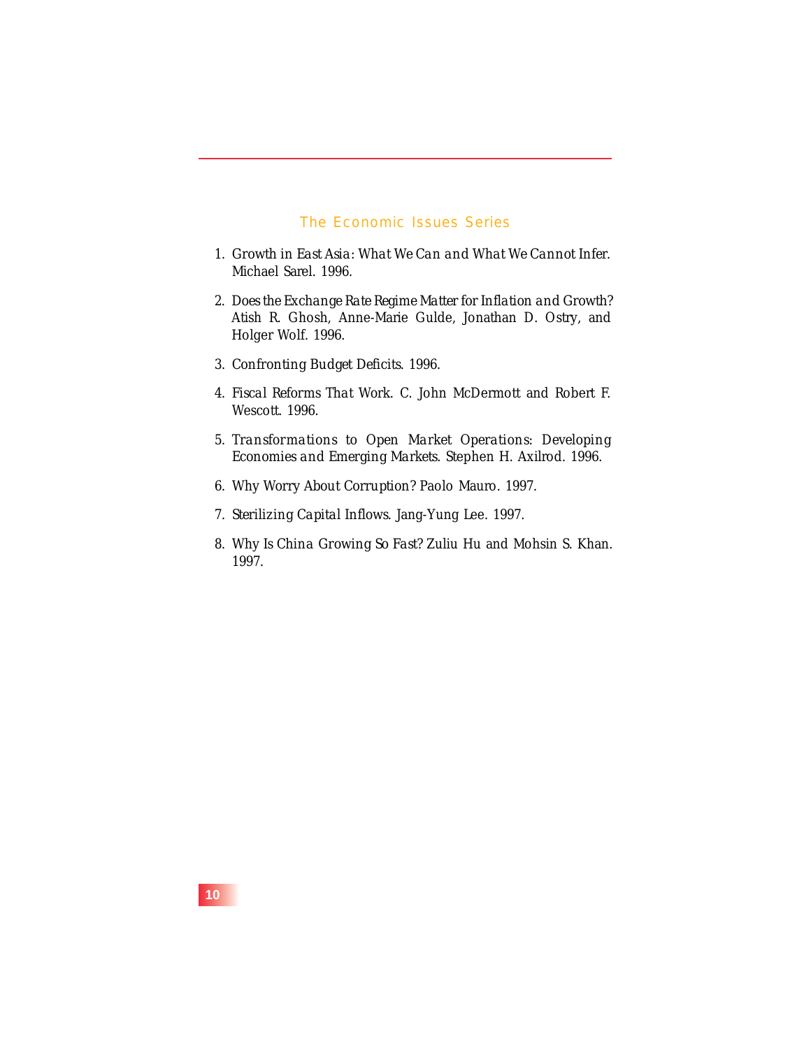## The Economic Issues Series

1. *Growth in East Asia: What We Can and What We Cannot Infer.* Michael Sarel. 1996.

2. *Does the Exchange Rate Regime Matter for Inflation and Growth?* Atish R. Ghosh, Anne-Marie Gulde, Jonathan D. Ostry, and Holger Wolf. 1996.

3. *Confronting Budget Deficits.* 1996.

4. *Fiscal Reforms That Work.* C. John McDermott and Robert F. Wescott. 1996.

5. *Transformations to Open Market Operations: Developing Economies and Emerging Markets.* Stephen H. Axilrod. 1996.

6. *Why Worry About Corruption?* Paolo Mauro. 1997.

7. *Sterilizing Capital Inflows.* Jang-Yung Lee. 1997.

8. *Why Is China Growing So Fast?* Zuliu Hu and Mohsin S. Khan. 1997.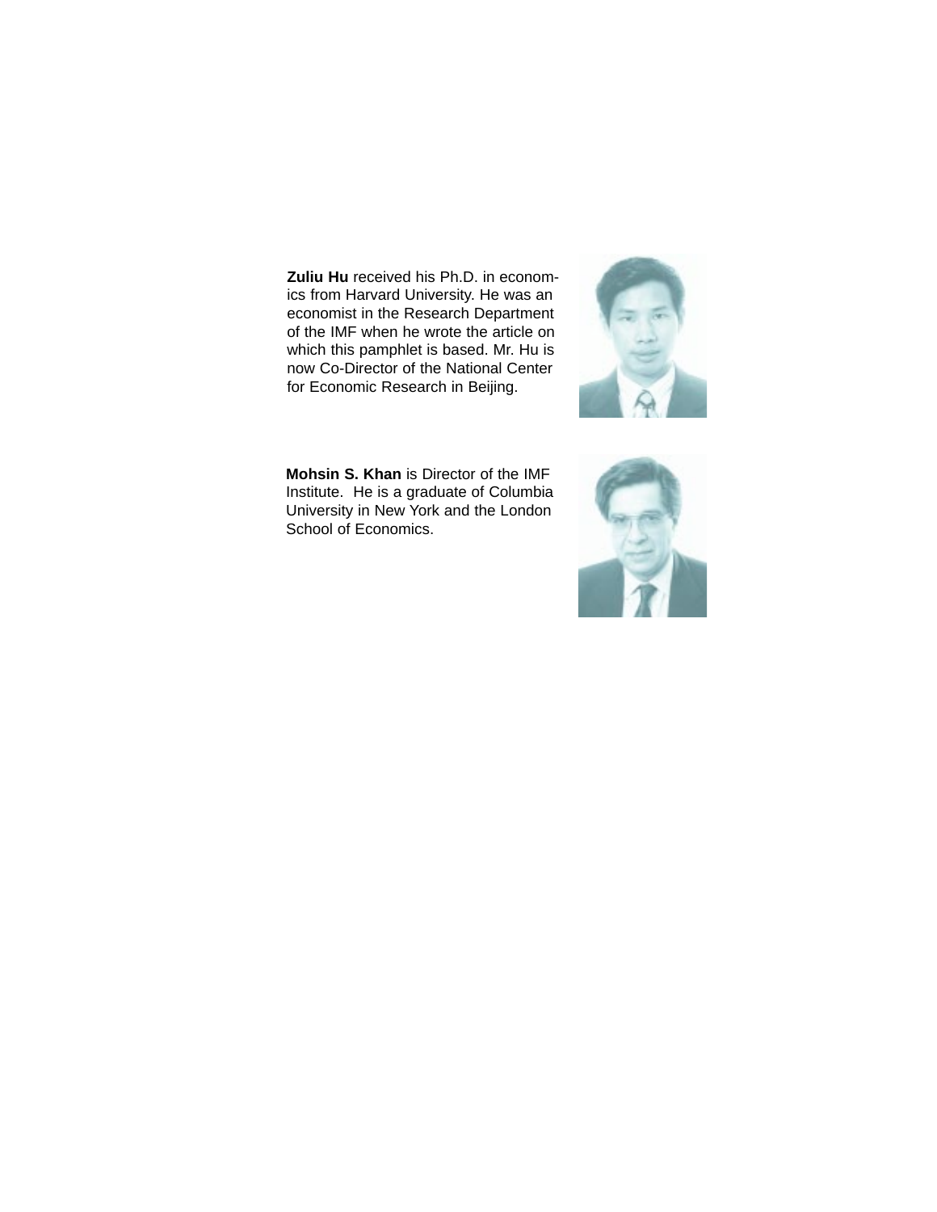**Zuliu Hu** received his Ph.D. in economics from Harvard University. He was an economist in the Research Department of the IMF when he wrote the article on which this pamphlet is based. Mr. Hu is now Co-Director of the National Center for Economic Research in Beijing.

**Mohsin S. Khan** is Director of the IMF Institute. He is a graduate of Columbia University in New York and the London School of Economics.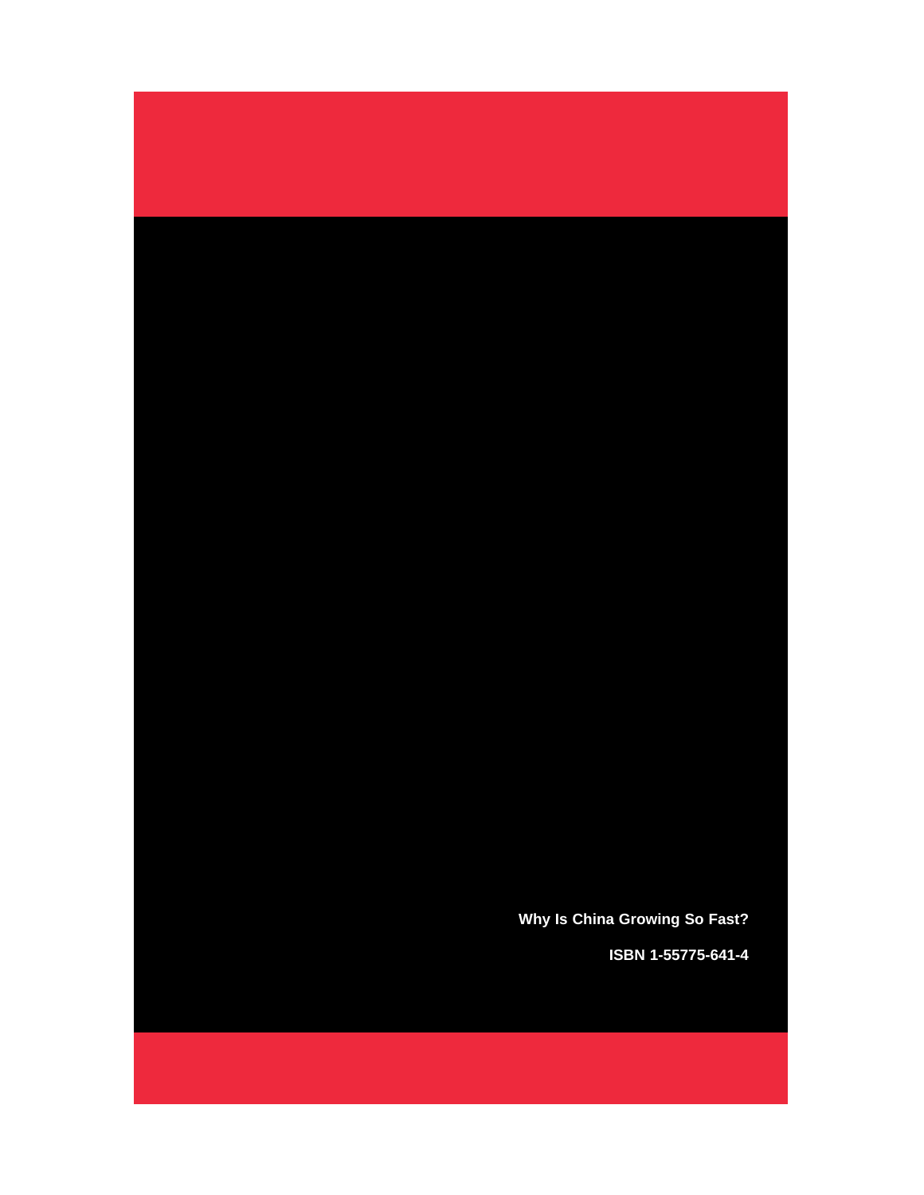**Why Is China Growing So Fast?**

**ISBN 1-55775-641-4**